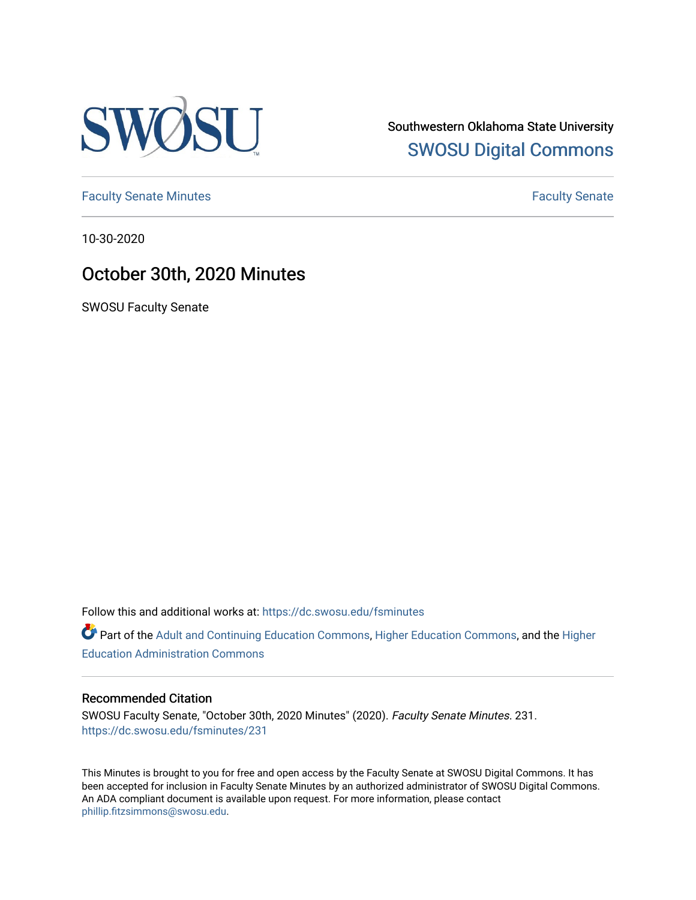Southwestern Oklahoma State University
SWOSU Digital Commons

Faculty Senate Minutes | Faculty Senate

10-30-2020

# October 30th, 2020 Minutes

SWOSU Faculty Senate

Follow this and additional works at: https://dc.swosu.edu/fsminutes

Part of the Adult and Continuing Education Commons, Higher Education Commons, and the Higher Education Administration Commons

### Recommended Citation

SWOSU Faculty Senate, "October 30th, 2020 Minutes" (2020). *Faculty Senate Minutes*. 231.
https://dc.swosu.edu/fsminutes/231

This Minutes is brought to you for free and open access by the Faculty Senate at SWOSU Digital Commons. It has been accepted for inclusion in Faculty Senate Minutes by an authorized administrator of SWOSU Digital Commons. An ADA compliant document is available upon request. For more information, please contact phillip.fitzsimmons@swosu.edu.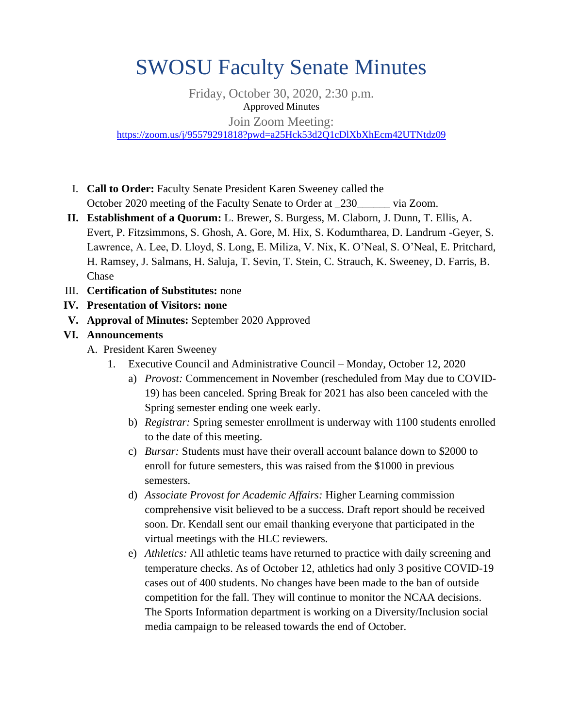# SWOSU Faculty Senate Minutes

Friday, October 30, 2020, 2:30 p.m.

Approved Minutes

Join Zoom Meeting:

https://zoom.us/j/95579291818?pwd=a25Hck53d2Q1cDlXbXhEcm42UTNtdz09

I. **Call to Order:** Faculty Senate President Karen Sweeney called the October 2020 meeting of the Faculty Senate to Order at _230______ via Zoom.

**II. Establishment of a Quorum:** L. Brewer, S. Burgess, M. Claborn, J. Dunn, T. Ellis, A. Evert, P. Fitzsimmons, S. Ghosh, A. Gore, M. Hix, S. Kodumtharea, D. Landrum -Geyer, S. Lawrence, A. Lee, D. Lloyd, S. Long, E. Miliza, V. Nix, K. O'Neal, S. O'Neal, E. Pritchard, H. Ramsey, J. Salmans, H. Saluja, T. Sevin, T. Stein, C. Strauch, K. Sweeney, D. Farris, B. Chase

III. **Certification of Substitutes:** none

**IV. Presentation of Visitors: none**

**V. Approval of Minutes:** September 2020 Approved

**VI. Announcements**

A. President Karen Sweeney

1. Executive Council and Administrative Council – Monday, October 12, 2020

a) *Provost:* Commencement in November (rescheduled from May due to COVID-19) has been canceled. Spring Break for 2021 has also been canceled with the Spring semester ending one week early.

b) *Registrar:* Spring semester enrollment is underway with 1100 students enrolled to the date of this meeting.

c) *Bursar:* Students must have their overall account balance down to $2000 to enroll for future semesters, this was raised from the $1000 in previous semesters.

d) *Associate Provost for Academic Affairs:* Higher Learning commission comprehensive visit believed to be a success. Draft report should be received soon. Dr. Kendall sent our email thanking everyone that participated in the virtual meetings with the HLC reviewers.

e) *Athletics:* All athletic teams have returned to practice with daily screening and temperature checks. As of October 12, athletics had only 3 positive COVID-19 cases out of 400 students. No changes have been made to the ban of outside competition for the fall. They will continue to monitor the NCAA decisions. The Sports Information department is working on a Diversity/Inclusion social media campaign to be released towards the end of October.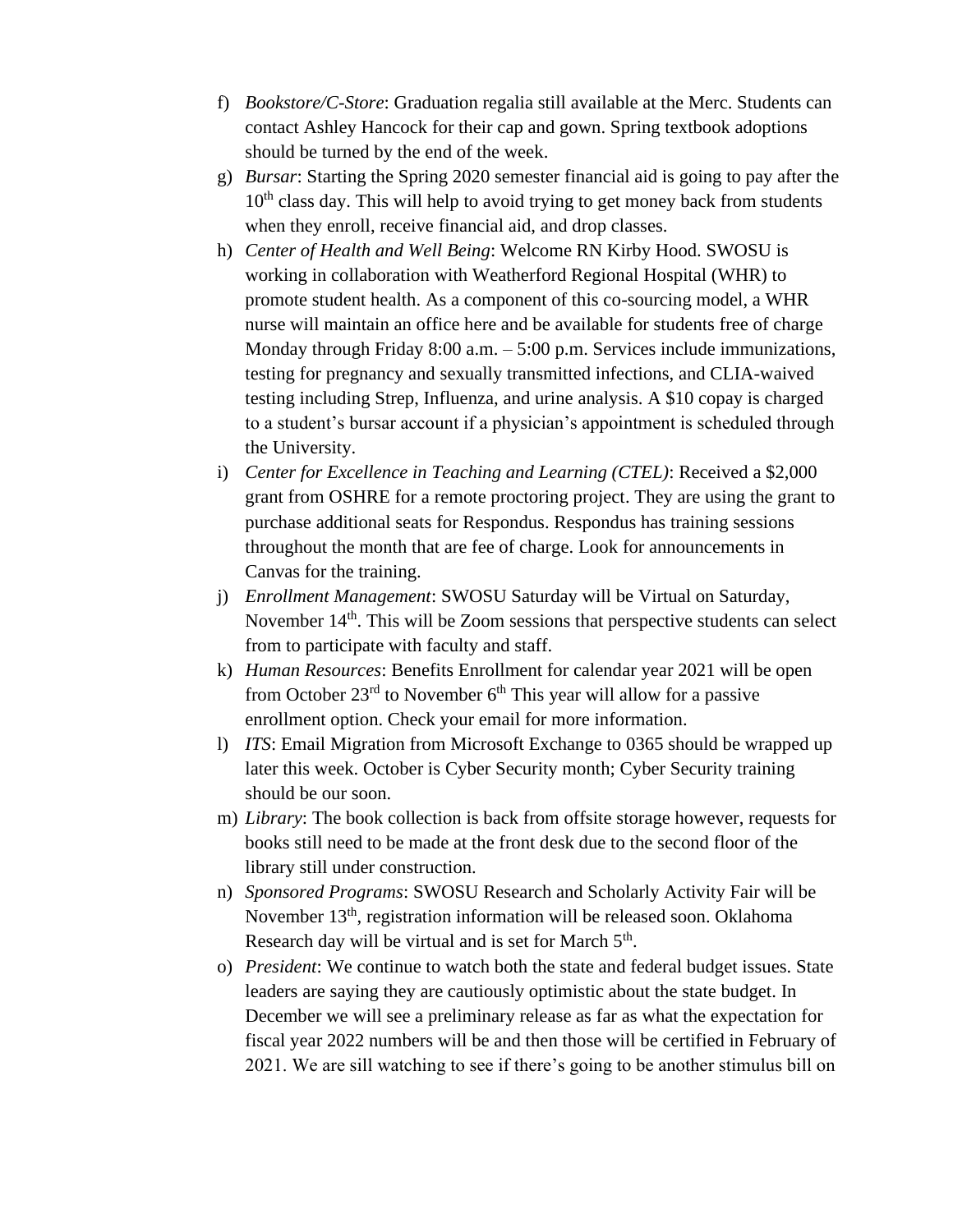f) *Bookstore/C-Store*: Graduation regalia still available at the Merc. Students can contact Ashley Hancock for their cap and gown. Spring textbook adoptions should be turned by the end of the week.

g) *Bursar*: Starting the Spring 2020 semester financial aid is going to pay after the 10th class day. This will help to avoid trying to get money back from students when they enroll, receive financial aid, and drop classes.

h) *Center of Health and Well Being*: Welcome RN Kirby Hood. SWOSU is working in collaboration with Weatherford Regional Hospital (WHR) to promote student health. As a component of this co-sourcing model, a WHR nurse will maintain an office here and be available for students free of charge Monday through Friday 8:00 a.m. – 5:00 p.m. Services include immunizations, testing for pregnancy and sexually transmitted infections, and CLIA-waived testing including Strep, Influenza, and urine analysis. A $10 copay is charged to a student's bursar account if a physician's appointment is scheduled through the University.

i) *Center for Excellence in Teaching and Learning (CTEL)*: Received a $2,000 grant from OSHRE for a remote proctoring project. They are using the grant to purchase additional seats for Respondus. Respondus has training sessions throughout the month that are fee of charge. Look for announcements in Canvas for the training.

j) *Enrollment Management*: SWOSU Saturday will be Virtual on Saturday, November 14th. This will be Zoom sessions that perspective students can select from to participate with faculty and staff.

k) *Human Resources*: Benefits Enrollment for calendar year 2021 will be open from October 23rd to November 6th This year will allow for a passive enrollment option. Check your email for more information.

l) *ITS*: Email Migration from Microsoft Exchange to 0365 should be wrapped up later this week. October is Cyber Security month; Cyber Security training should be our soon.

m) *Library*: The book collection is back from offsite storage however, requests for books still need to be made at the front desk due to the second floor of the library still under construction.

n) *Sponsored Programs*: SWOSU Research and Scholarly Activity Fair will be November 13th, registration information will be released soon. Oklahoma Research day will be virtual and is set for March 5th.

o) *President*: We continue to watch both the state and federal budget issues. State leaders are saying they are cautiously optimistic about the state budget. In December we will see a preliminary release as far as what the expectation for fiscal year 2022 numbers will be and then those will be certified in February of 2021. We are sill watching to see if there's going to be another stimulus bill on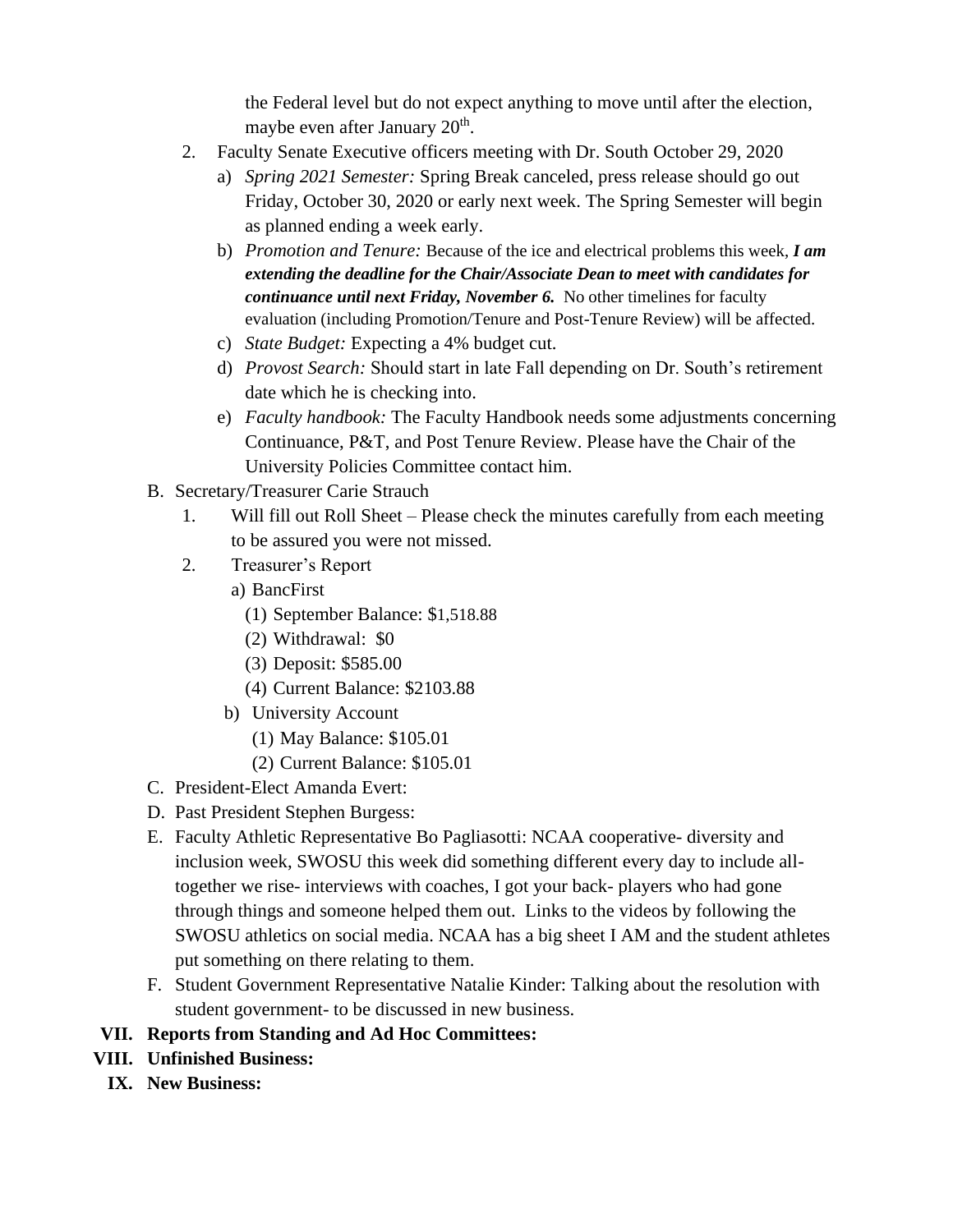the Federal level but do not expect anything to move until after the election, maybe even after January 20th.

2. Faculty Senate Executive officers meeting with Dr. South October 29, 2020
   a) *Spring 2021 Semester:* Spring Break canceled, press release should go out Friday, October 30, 2020 or early next week. The Spring Semester will begin as planned ending a week early.
   b) *Promotion and Tenure:* Because of the ice and electrical problems this week, ***I am extending the deadline for the Chair/Associate Dean to meet with candidates for continuance until next Friday, November 6.*** No other timelines for faculty evaluation (including Promotion/Tenure and Post-Tenure Review) will be affected.
   c) *State Budget:* Expecting a 4% budget cut.
   d) *Provost Search:* Should start in late Fall depending on Dr. South's retirement date which he is checking into.
   e) *Faculty handbook:* The Faculty Handbook needs some adjustments concerning Continuance, P&T, and Post Tenure Review. Please have the Chair of the University Policies Committee contact him.

B. Secretary/Treasurer Carie Strauch
   1. Will fill out Roll Sheet – Please check the minutes carefully from each meeting to be assured you were not missed.
   2. Treasurer's Report
      a) BancFirst
         (1) September Balance: $1,518.88
         (2) Withdrawal: $0
         (3) Deposit: $585.00
         (4) Current Balance: $2103.88
      b) University Account
         (1) May Balance: $105.01
         (2) Current Balance: $105.01

C. President-Elect Amanda Evert:

D. Past President Stephen Burgess:

E. Faculty Athletic Representative Bo Pagliasotti: NCAA cooperative- diversity and inclusion week, SWOSU this week did something different every day to include all-together we rise- interviews with coaches, I got your back- players who had gone through things and someone helped them out. Links to the videos by following the SWOSU athletics on social media. NCAA has a big sheet I AM and the student athletes put something on there relating to them.

F. Student Government Representative Natalie Kinder: Talking about the resolution with student government- to be discussed in new business.

**VII. Reports from Standing and Ad Hoc Committees:**

**VIII. Unfinished Business:**

**IX. New Business:**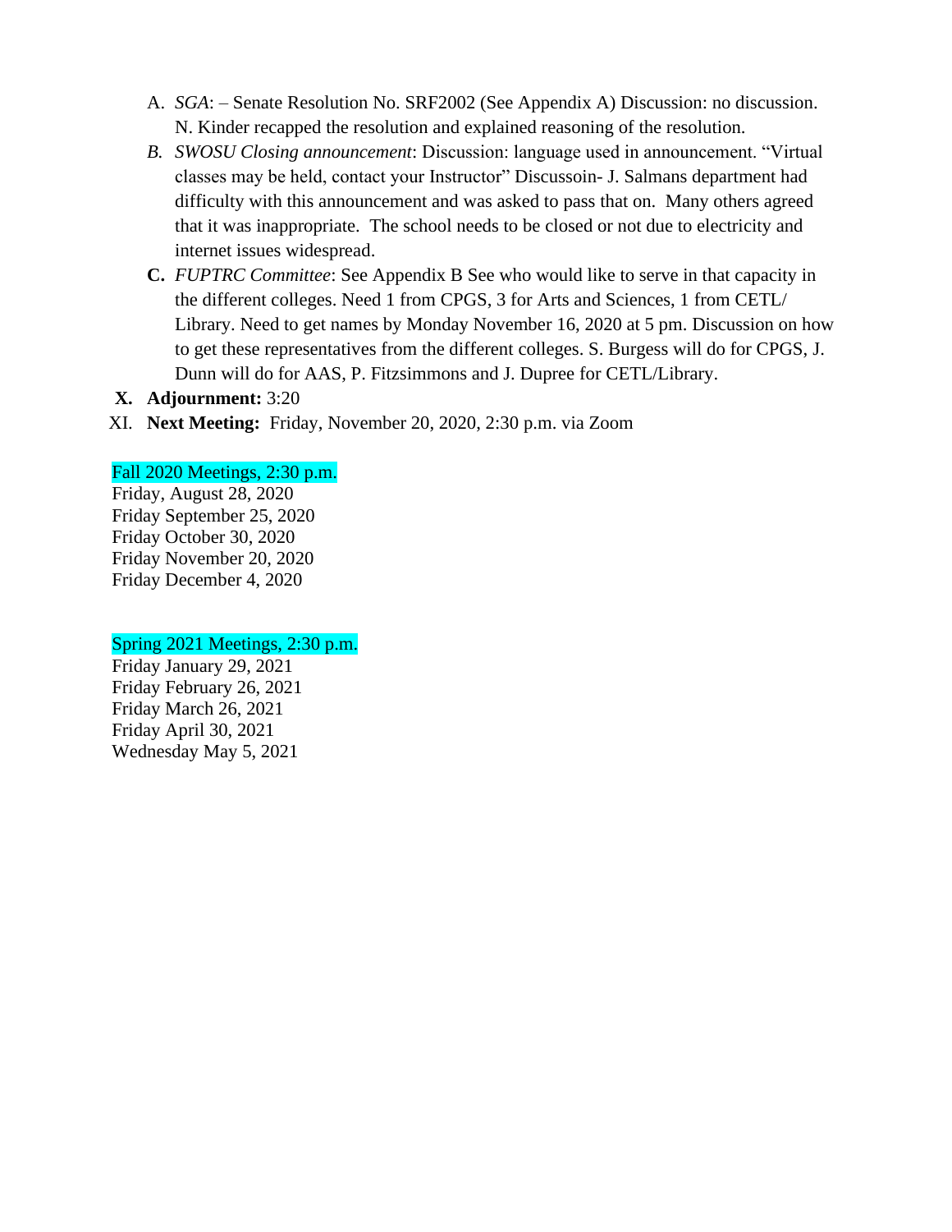A. *SGA*: – Senate Resolution No. SRF2002 (See Appendix A) Discussion: no discussion. N. Kinder recapped the resolution and explained reasoning of the resolution.

*B. SWOSU Closing announcement*: Discussion: language used in announcement. "Virtual classes may be held, contact your Instructor" Discussoin- J. Salmans department had difficulty with this announcement and was asked to pass that on. Many others agreed that it was inappropriate. The school needs to be closed or not due to electricity and internet issues widespread.

**C.** *FUPTRC Committee*: See Appendix B See who would like to serve in that capacity in the different colleges. Need 1 from CPGS, 3 for Arts and Sciences, 1 from CETL/ Library. Need to get names by Monday November 16, 2020 at 5 pm. Discussion on how to get these representatives from the different colleges. S. Burgess will do for CPGS, J. Dunn will do for AAS, P. Fitzsimmons and J. Dupree for CETL/Library.

**X. Adjournment:** 3:20

XI. **Next Meeting:** Friday, November 20, 2020, 2:30 p.m. via Zoom

Fall 2020 Meetings, 2:30 p.m.
Friday, August 28, 2020
Friday September 25, 2020
Friday October 30, 2020
Friday November 20, 2020
Friday December 4, 2020

Spring 2021 Meetings, 2:30 p.m.
Friday January 29, 2021
Friday February 26, 2021
Friday March 26, 2021
Friday April 30, 2021
Wednesday May 5, 2021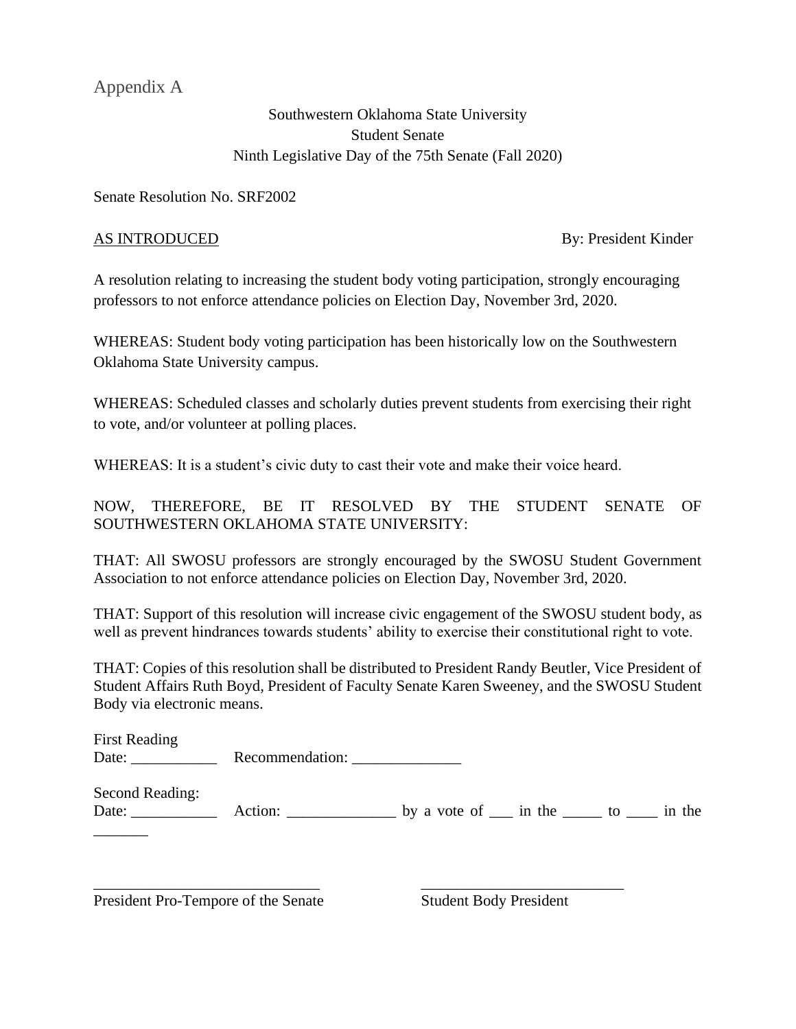Appendix A

Southwestern Oklahoma State University
Student Senate
Ninth Legislative Day of the 75th Senate (Fall 2020)

Senate Resolution No. SRF2002

<u>AS INTRODUCED</u> By: President Kinder

A resolution relating to increasing the student body voting participation, strongly encouraging professors to not enforce attendance policies on Election Day, November 3rd, 2020.

WHEREAS: Student body voting participation has been historically low on the Southwestern Oklahoma State University campus.

WHEREAS: Scheduled classes and scholarly duties prevent students from exercising their right to vote, and/or volunteer at polling places.

WHEREAS: It is a student's civic duty to cast their vote and make their voice heard.

NOW, THEREFORE, BE IT RESOLVED BY THE STUDENT SENATE OF SOUTHWESTERN OKLAHOMA STATE UNIVERSITY:

THAT: All SWOSU professors are strongly encouraged by the SWOSU Student Government Association to not enforce attendance policies on Election Day, November 3rd, 2020.

THAT: Support of this resolution will increase civic engagement of the SWOSU student body, as well as prevent hindrances towards students' ability to exercise their constitutional right to vote.

THAT: Copies of this resolution shall be distributed to President Randy Beutler, Vice President of Student Affairs Ruth Boyd, President of Faculty Senate Karen Sweeney, and the SWOSU Student Body via electronic means.

First Reading
Date: ___________ Recommendation: ______________

Second Reading:
Date: ___________ Action: ______________ by a vote of ___ in the _____ to ____ in the _______

_____________________________ __________________________
President Pro-Tempore of the Senate Student Body President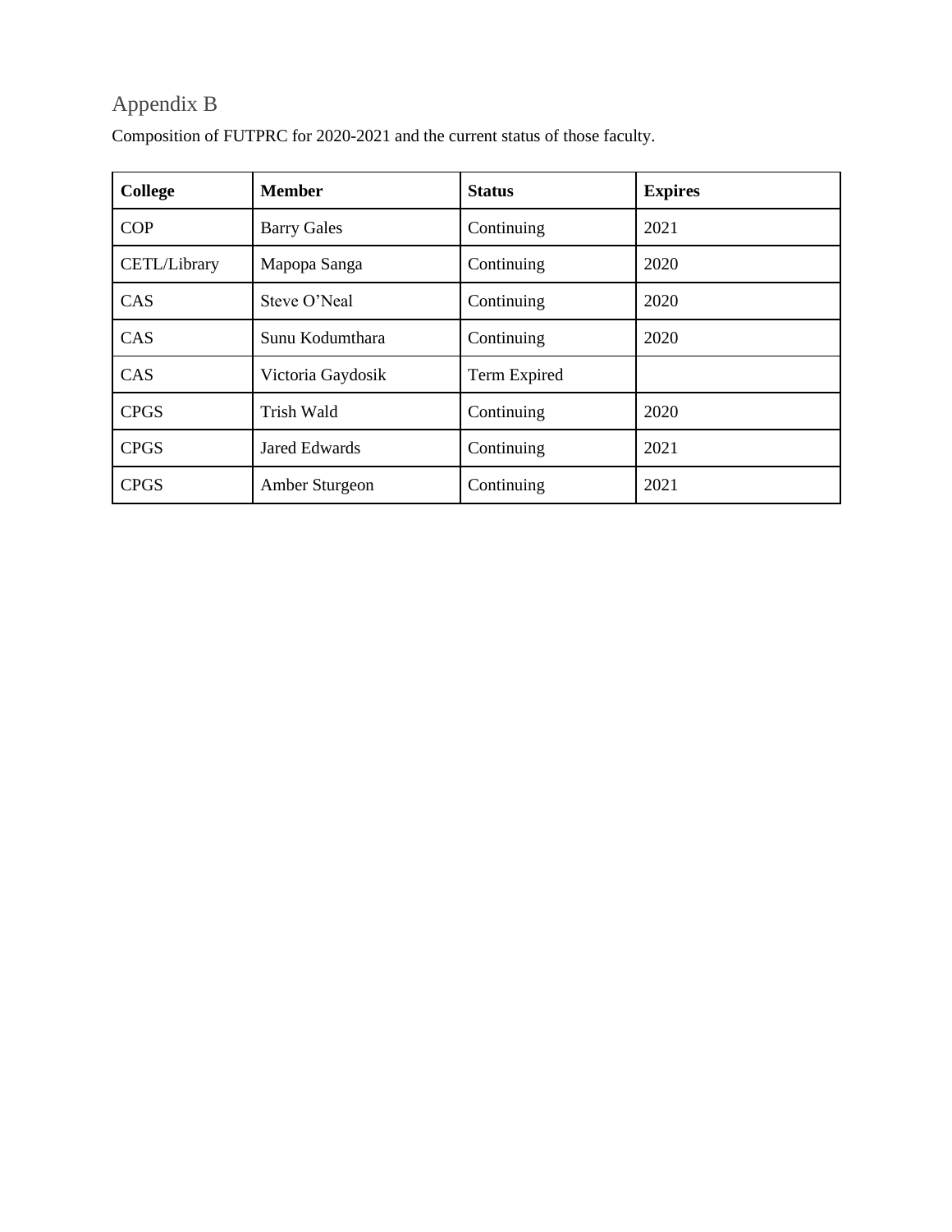# Appendix B

Composition of FUTPRC for 2020-2021 and the current status of those faculty.

| College | Member | Status | Expires |
|---|---|---|---|
| COP | Barry Gales | Continuing | 2021 |
| CETL/Library | Mapopa Sanga | Continuing | 2020 |
| CAS | Steve O'Neal | Continuing | 2020 |
| CAS | Sunu Kodumthara | Continuing | 2020 |
| CAS | Victoria Gaydosik | Term Expired | |
| CPGS | Trish Wald | Continuing | 2020 |
| CPGS | Jared Edwards | Continuing | 2021 |
| CPGS | Amber Sturgeon | Continuing | 2021 |